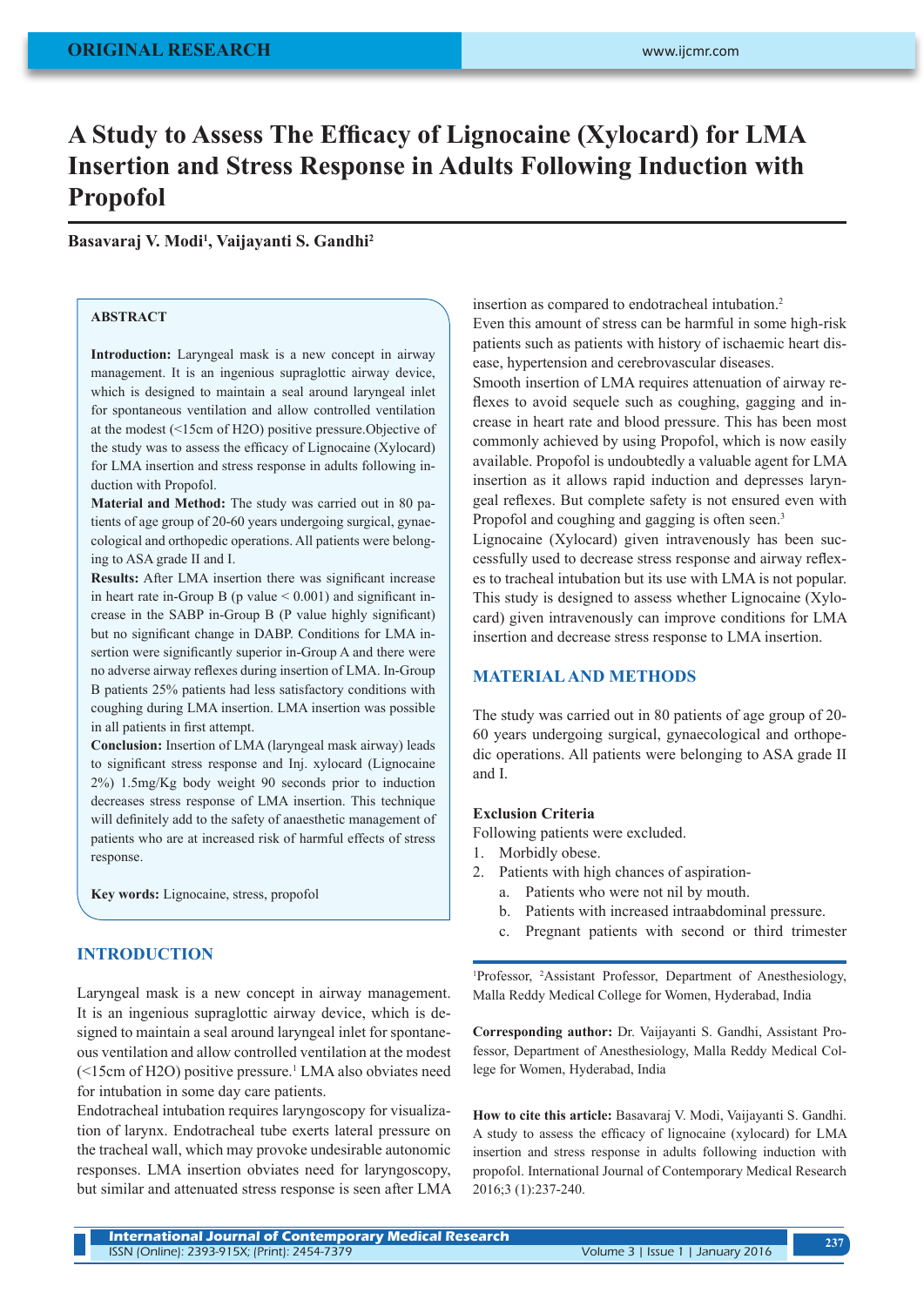ORIGINAL RESEARCH

# A Study to Assess The Efficacy of Lignocaine (Xylocard) for LMA Insertion and Stress Response in Adults Following Induction with Propofol

**Basavaraj V. Modi[1], Vaijayanti S. Gandhi[2]**

### ABSTRACT

**Introduction:** Laryngeal mask is a new concept in airway management. It is an ingenious supraglottic airway device, which is designed to maintain a seal around laryngeal inlet for spontaneous ventilation and allow controlled ventilation at the modest (<15cm of $H_2O$) positive pressure.Objective of the study was to assess the efficacy of Lignocaine (Xylocard) for LMA insertion and stress response in adults following induction with Propofol.

**Material and Method:** The study was carried out in 80 patients of age group of 20-60 years undergoing surgical, gynaecological and orthopedic operations. All patients were belonging to ASA grade II and I.

**Results:** After LMA insertion there was significant increase in heart rate in-Group B (p value < 0.001) and significant increase in the SABP in-Group B (P value highly significant) but no significant change in DABP. Conditions for LMA insertion were significantly superior in-Group A and there were no adverse airway reflexes during insertion of LMA. In-Group B patients 25% patients had less satisfactory conditions with coughing during LMA insertion. LMA insertion was possible in all patients in first attempt.

**Conclusion:** Insertion of LMA (laryngeal mask airway) leads to significant stress response and Inj. xylocard (Lignocaine 2%) 1.5mg/Kg body weight 90 seconds prior to induction decreases stress response of LMA insertion. This technique will definitely add to the safety of anaesthetic management of patients who are at increased risk of harmful effects of stress response.

**Key words:** Lignocaine, stress, propofol

## INTRODUCTION

Laryngeal mask is a new concept in airway management. It is an ingenious supraglottic airway device, which is designed to maintain a seal around laryngeal inlet for spontaneous ventilation and allow controlled ventilation at the modest (<15cm of $H_2O$) positive pressure.[1] LMA also obviates need for intubation in some day care patients.

Endotracheal intubation requires laryngoscopy for visualization of larynx. Endotracheal tube exerts lateral pressure on the tracheal wall, which may provoke undesirable autonomic responses. LMA insertion obviates need for laryngoscopy, but similar and attenuated stress response is seen after LMA insertion as compared to endotracheal intubation.[2]

Even this amount of stress can be harmful in some high-risk patients such as patients with history of ischaemic heart disease, hypertension and cerebrovascular diseases.

Smooth insertion of LMA requires attenuation of airway reflexes to avoid sequele such as coughing, gagging and increase in heart rate and blood pressure. This has been most commonly achieved by using Propofol, which is now easily available. Propofol is undoubtedly a valuable agent for LMA insertion as it allows rapid induction and depresses laryngeal reflexes. But complete safety is not ensured even with Propofol and coughing and gagging is often seen.[3]

Lignocaine (Xylocard) given intravenously has been successfully used to decrease stress response and airway reflexes to tracheal intubation but its use with LMA is not popular. This study is designed to assess whether Lignocaine (Xylocard) given intravenously can improve conditions for LMA insertion and decrease stress response to LMA insertion.

## MATERIAL AND METHODS

The study was carried out in 80 patients of age group of 20-60 years undergoing surgical, gynaecological and orthopedic operations. All patients were belonging to ASA grade II and I.

### Exclusion Criteria

Following patients were excluded.

1. Morbidly obese.
2. Patients with high chances of aspiration-
   a. Patients who were not nil by mouth.
   b. Patients with increased intraabdominal pressure.
   c. Pregnant patients with second or third trimester

[1]Professor, [2]Assistant Professor, Department of Anesthesiology, Malla Reddy Medical College for Women, Hyderabad, India

**Corresponding author:** Dr. Vaijayanti S. Gandhi, Assistant Professor, Department of Anesthesiology, Malla Reddy Medical College for Women, Hyderabad, India

**How to cite this article:** Basavaraj V. Modi, Vaijayanti S. Gandhi. A study to assess the efficacy of lignocaine (xylocard) for LMA insertion and stress response in adults following induction with propofol. International Journal of Contemporary Medical Research 2016;3 (1):237-240.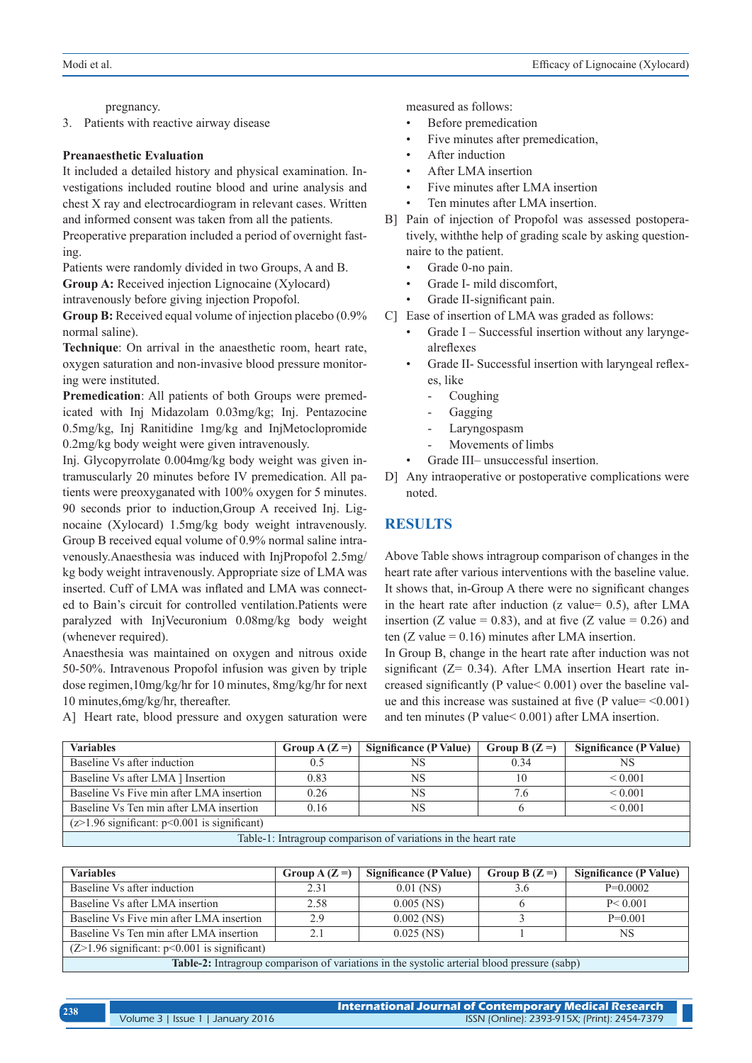pregnancy.

3. Patients with reactive airway disease

**Preanaesthetic Evaluation**

It included a detailed history and physical examination. Investigations included routine blood and urine analysis and chest X ray and electrocardiogram in relevant cases. Written and informed consent was taken from all the patients.

Preoperative preparation included a period of overnight fasting.

Patients were randomly divided in two Groups, A and B.

**Group A:** Received injection Lignocaine (Xylocard) intravenously before giving injection Propofol.

**Group B:** Received equal volume of injection placebo (0.9% normal saline).

**Technique**: On arrival in the anaesthetic room, heart rate, oxygen saturation and non-invasive blood pressure monitoring were instituted.

**Premedication**: All patients of both Groups were premedicated with Inj Midazolam 0.03mg/kg; Inj. Pentazocine 0.5mg/kg, Inj Ranitidine 1mg/kg and InjMetoclopromide 0.2mg/kg body weight were given intravenously.

Inj. Glycopyrrolate 0.004mg/kg body weight was given intramuscularly 20 minutes before IV premedication. All patients were preoxyganated with 100% oxygen for 5 minutes. 90 seconds prior to induction,Group A received Inj. Lignocaine (Xylocard) 1.5mg/kg body weight intravenously. Group B received equal volume of 0.9% normal saline intravenously.Anaesthesia was induced with InjPropofol 2.5mg/kg body weight intravenously. Appropriate size of LMA was inserted. Cuff of LMA was inflated and LMA was connected to Bain's circuit for controlled ventilation.Patients were paralyzed with InjVecuronium 0.08mg/kg body weight (whenever required).

Anaesthesia was maintained on oxygen and nitrous oxide 50-50%. Intravenous Propofol infusion was given by triple dose regimen,10mg/kg/hr for 10 minutes, 8mg/kg/hr for next 10 minutes,6mg/kg/hr, thereafter.

A] Heart rate, blood pressure and oxygen saturation were measured as follows:

- Before premedication
- Five minutes after premedication,
- After induction
- After LMA insertion
- Five minutes after LMA insertion
- Ten minutes after LMA insertion.

B] Pain of injection of Propofol was assessed postoperatively, withthe help of grading scale by asking questionnaire to the patient.

- Grade 0-no pain.
- Grade I- mild discomfort,
- Grade II-significant pain.

C] Ease of insertion of LMA was graded as follows:

- Grade I – Successful insertion without any laryngealreflexes
- Grade II- Successful insertion with laryngeal reflexes, like
  - Coughing
  - Gagging
  - Laryngospasm
  - Movements of limbs
- Grade III– unsuccessful insertion.

D] Any intraoperative or postoperative complications were noted.

## RESULTS

Above Table shows intragroup comparison of changes in the heart rate after various interventions with the baseline value. It shows that, in-Group A there were no significant changes in the heart rate after induction (z value= 0.5), after LMA insertion (Z value = 0.83), and at five (Z value = 0.26) and ten (Z value = 0.16) minutes after LMA insertion.

In Group B, change in the heart rate after induction was not significant (Z= 0.34). After LMA insertion Heart rate increased significantly (P value< 0.001) over the baseline value and this increase was sustained at five (P value= <0.001) and ten minutes (P value< 0.001) after LMA insertion.

| Variables | Group A (Z =) | Significance (P Value) | Group B (Z =) | Significance (P Value) |
|---|---|---|---|---|
| Baseline Vs after induction | 0.5 | NS | 0.34 | NS |
| Baseline Vs after LMA ] Insertion | 0.83 | NS | 10 | < 0.001 |
| Baseline Vs Five min after LMA insertion | 0.26 | NS | 7.6 | < 0.001 |
| Baseline Vs Ten min after LMA insertion | 0.16 | NS | 6 | < 0.001 |
| (z>1.96 significant: p<0.001 is significant) | | | | |

Table-1: Intragroup comparison of variations in the heart rate

| Variables | Group A (Z =) | Significance (P Value) | Group B (Z =) | Significance (P Value) |
|---|---|---|---|---|
| Baseline Vs after induction | 2.31 | 0.01 (NS) | 3.6 | P=0.0002 |
| Baseline Vs after LMA insertion | 2.58 | 0.005 (NS) | 6 | P< 0.001 |
| Baseline Vs Five min after LMA insertion | 2.9 | 0.002 (NS) | 3 | P=0.001 |
| Baseline Vs Ten min after LMA insertion | 2.1 | 0.025 (NS) | 1 | NS |
| (Z>1.96 significant: p<0.001 is significant) | | | | |

**Table-2:** Intragroup comparison of variations in the systolic arterial blood pressure (sabp)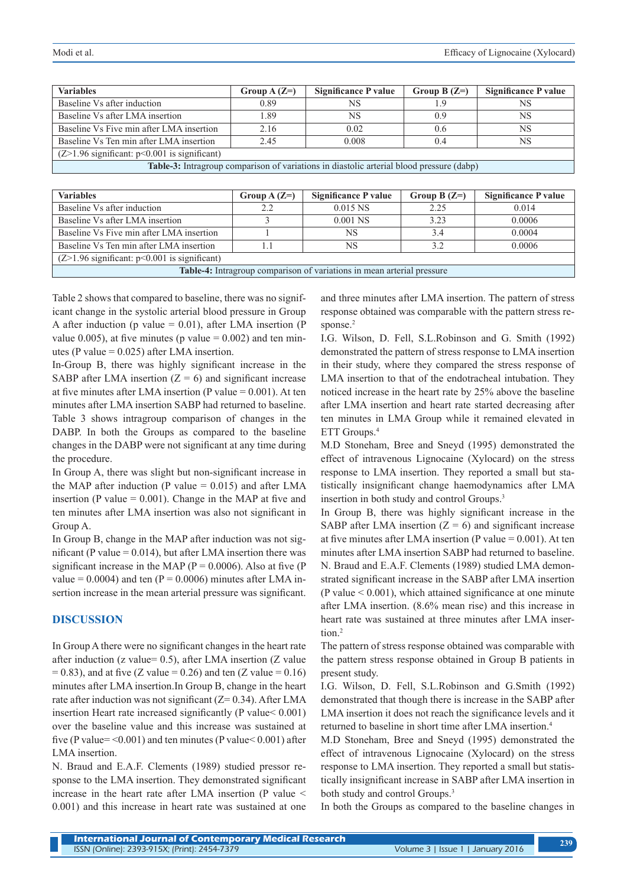| Variables | Group A (Z=) | Significance P value | Group B (Z=) | Significance P value |
|---|---|---|---|---|
| Baseline Vs after induction | 0.89 | NS | 1.9 | NS |
| Baseline Vs after LMA insertion | 1.89 | NS | 0.9 | NS |
| Baseline Vs Five min after LMA insertion | 2.16 | 0.02 | 0.6 | NS |
| Baseline Vs Ten min after LMA insertion | 2.45 | 0.008 | 0.4 | NS |
| (Z>1.96 significant: p<0.001 is significant) | | | | |

**Table-3:** Intragroup comparison of variations in diastolic arterial blood pressure (dabp)

| Variables | Group A (Z=) | Significance P value | Group B (Z=) | Significance P value |
|---|---|---|---|---|
| Baseline Vs after induction | 2.2 | 0.015 NS | 2.25 | 0.014 |
| Baseline Vs after LMA insertion | 3 | 0.001 NS | 3.23 | 0.0006 |
| Baseline Vs Five min after LMA insertion | 1 | NS | 3.4 | 0.0004 |
| Baseline Vs Ten min after LMA insertion | 1.1 | NS | 3.2 | 0.0006 |
| (Z>1.96 significant: p<0.001 is significant) | | | | |

**Table-4:** Intragroup comparison of variations in mean arterial pressure

Table 2 shows that compared to baseline, there was no significant change in the systolic arterial blood pressure in Group A after induction (p value = 0.01), after LMA insertion (P value 0.005), at five minutes (p value = 0.002) and ten minutes (P value = 0.025) after LMA insertion.

In-Group B, there was highly significant increase in the SABP after LMA insertion (Z = 6) and significant increase at five minutes after LMA insertion (P value = 0.001). At ten minutes after LMA insertion SABP had returned to baseline.

Table 3 shows intragroup comparison of changes in the DABP. In both the Groups as compared to the baseline changes in the DABP were not significant at any time during the procedure.

In Group A, there was slight but non-significant increase in the MAP after induction (P value = 0.015) and after LMA insertion (P value = 0.001). Change in the MAP at five and ten minutes after LMA insertion was also not significant in Group A.

In Group B, change in the MAP after induction was not significant (P value = 0.014), but after LMA insertion there was significant increase in the MAP (P = 0.0006). Also at five (P value = 0.0004) and ten (P = 0.0006) minutes after LMA insertion increase in the mean arterial pressure was significant.

## DISCUSSION

In Group A there were no significant changes in the heart rate after induction (z value= 0.5), after LMA insertion (Z value = 0.83), and at five (Z value = 0.26) and ten (Z value = 0.16) minutes after LMA insertion.In Group B, change in the heart rate after induction was not significant (Z= 0.34). After LMA insertion Heart rate increased significantly (P value< 0.001) over the baseline value and this increase was sustained at five (P value= <0.001) and ten minutes (P value< 0.001) after LMA insertion.

N. Braud and E.A.F. Clements (1989) studied pressor response to the LMA insertion. They demonstrated significant increase in the heart rate after LMA insertion (P value < 0.001) and this increase in heart rate was sustained at one and three minutes after LMA insertion. The pattern of stress response obtained was comparable with the pattern stress response.[2]

I.G. Wilson, D. Fell, S.L.Robinson and G. Smith (1992) demonstrated the pattern of stress response to LMA insertion in their study, where they compared the stress response of LMA insertion to that of the endotracheal intubation. They noticed increase in the heart rate by 25% above the baseline after LMA insertion and heart rate started decreasing after ten minutes in LMA Group while it remained elevated in ETT Groups.[4]

M.D Stoneham, Bree and Sneyd (1995) demonstrated the effect of intravenous Lignocaine (Xylocard) on the stress response to LMA insertion. They reported a small but statistically insignificant change haemodynamics after LMA insertion in both study and control Groups.[3]

In Group B, there was highly significant increase in the SABP after LMA insertion (Z = 6) and significant increase at five minutes after LMA insertion (P value = 0.001). At ten minutes after LMA insertion SABP had returned to baseline.

N. Braud and E.A.F. Clements (1989) studied LMA demonstrated significant increase in the SABP after LMA insertion (P value < 0.001), which attained significance at one minute after LMA insertion. (8.6% mean rise) and this increase in heart rate was sustained at three minutes after LMA insertion.[2]

The pattern of stress response obtained was comparable with the pattern stress response obtained in Group B patients in present study.

I.G. Wilson, D. Fell, S.L.Robinson and G.Smith (1992) demonstrated that though there is increase in the SABP after LMA insertion it does not reach the significance levels and it returned to baseline in short time after LMA insertion.[4]

M.D Stoneham, Bree and Sneyd (1995) demonstrated the effect of intravenous Lignocaine (Xylocard) on the stress response to LMA insertion. They reported a small but statistically insignificant increase in SABP after LMA insertion in both study and control Groups.[3]

In both the Groups as compared to the baseline changes in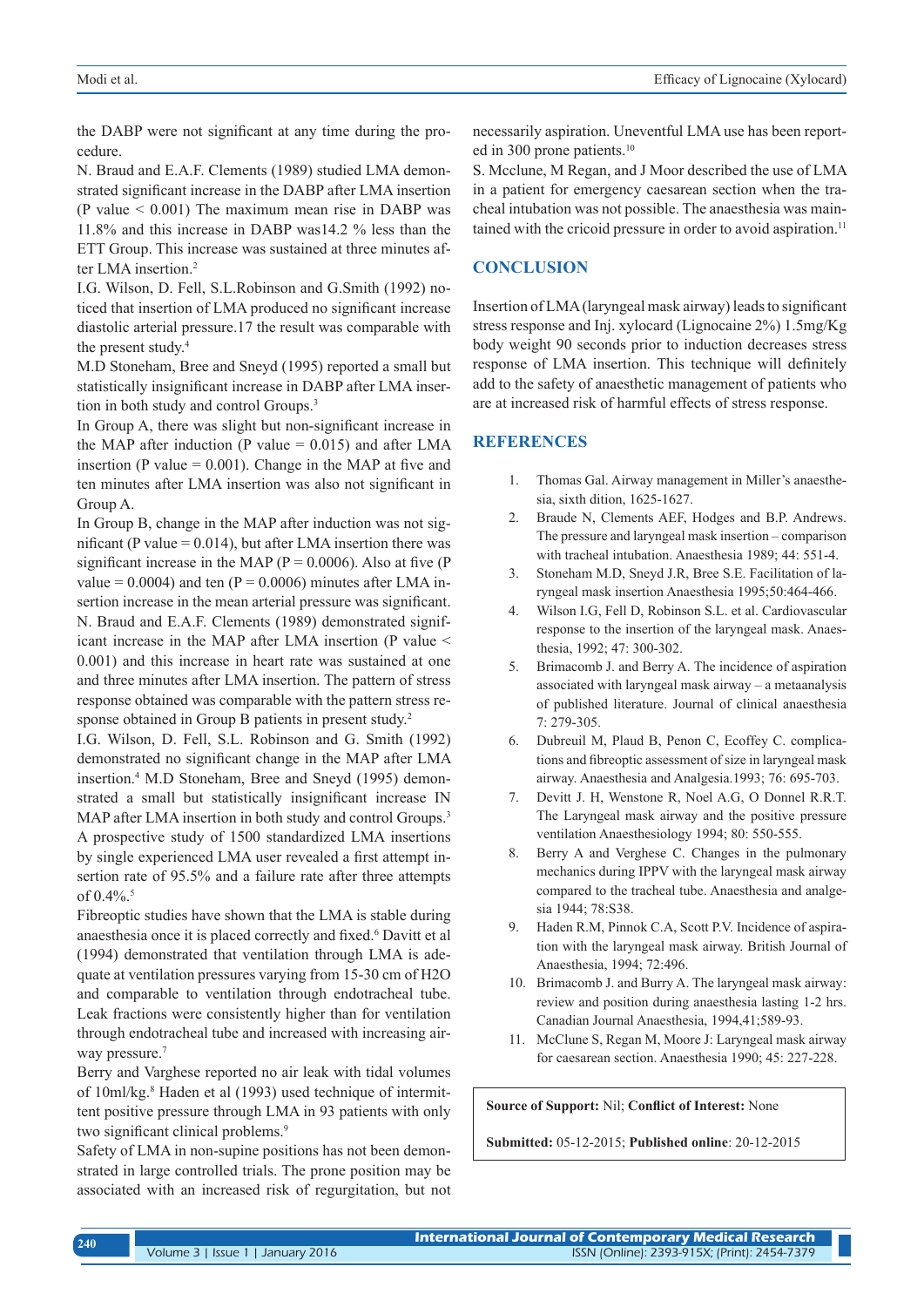the DABP were not significant at any time during the procedure.

N. Braud and E.A.F. Clements (1989) studied LMA demonstrated significant increase in the DABP after LMA insertion (P value < 0.001) The maximum mean rise in DABP was 11.8% and this increase in DABP was14.2 % less than the ETT Group. This increase was sustained at three minutes after LMA insertion.[2]

I.G. Wilson, D. Fell, S.L.Robinson and G.Smith (1992) noticed that insertion of LMA produced no significant increase diastolic arterial pressure.17 the result was comparable with the present study.[4]

M.D Stoneham, Bree and Sneyd (1995) reported a small but statistically insignificant increase in DABP after LMA insertion in both study and control Groups.[3]

In Group A, there was slight but non-significant increase in the MAP after induction (P value = 0.015) and after LMA insertion (P value = 0.001). Change in the MAP at five and ten minutes after LMA insertion was also not significant in Group A.

In Group B, change in the MAP after induction was not significant (P value = 0.014), but after LMA insertion there was significant increase in the MAP (P = 0.0006). Also at five (P value = 0.0004) and ten (P = 0.0006) minutes after LMA insertion increase in the mean arterial pressure was significant.

N. Braud and E.A.F. Clements (1989) demonstrated significant increase in the MAP after LMA insertion (P value < 0.001) and this increase in heart rate was sustained at one and three minutes after LMA insertion. The pattern of stress response obtained was comparable with the pattern stress response obtained in Group B patients in present study.[2]

I.G. Wilson, D. Fell, S.L. Robinson and G. Smith (1992) demonstrated no significant change in the MAP after LMA insertion.[4] M.D Stoneham, Bree and Sneyd (1995) demonstrated a small but statistically insignificant increase IN MAP after LMA insertion in both study and control Groups.[3]

A prospective study of 1500 standardized LMA insertions by single experienced LMA user revealed a first attempt insertion rate of 95.5% and a failure rate after three attempts of 0.4%.[5]

Fibreoptic studies have shown that the LMA is stable during anaesthesia once it is placed correctly and fixed.[6] Davitt et al (1994) demonstrated that ventilation through LMA is adequate at ventilation pressures varying from 15-30 cm of H2O and comparable to ventilation through endotracheal tube. Leak fractions were consistently higher than for ventilation through endotracheal tube and increased with increasing airway pressure.[7]

Berry and Varghese reported no air leak with tidal volumes of 10ml/kg.[8] Haden et al (1993) used technique of intermittent positive pressure through LMA in 93 patients with only two significant clinical problems.[9]

Safety of LMA in non-supine positions has not been demonstrated in large controlled trials. The prone position may be associated with an increased risk of regurgitation, but not necessarily aspiration. Uneventful LMA use has been reported in 300 prone patients.[10]

S. Mcclune, M Regan, and J Moor described the use of LMA in a patient for emergency caesarean section when the tracheal intubation was not possible. The anaesthesia was maintained with the cricoid pressure in order to avoid aspiration.[11]

## CONCLUSION

Insertion of LMA (laryngeal mask airway) leads to significant stress response and Inj. xylocard (Lignocaine 2%) 1.5mg/Kg body weight 90 seconds prior to induction decreases stress response of LMA insertion. This technique will definitely add to the safety of anaesthetic management of patients who are at increased risk of harmful effects of stress response.

## REFERENCES

1. Thomas Gal. Airway management in Miller's anaesthesia, sixth dition, 1625-1627.
2. Braude N, Clements AEF, Hodges and B.P. Andrews. The pressure and laryngeal mask insertion – comparison with tracheal intubation. Anaesthesia 1989; 44: 551-4.
3. Stoneham M.D, Sneyd J.R, Bree S.E. Facilitation of laryngeal mask insertion Anaesthesia 1995;50:464-466.
4. Wilson I.G, Fell D, Robinson S.L. et al. Cardiovascular response to the insertion of the laryngeal mask. Anaesthesia, 1992; 47: 300-302.
5. Brimacomb J. and Berry A. The incidence of aspiration associated with laryngeal mask airway – a metaanalysis of published literature. Journal of clinical anaesthesia 7: 279-305.
6. Dubreuil M, Plaud B, Penon C, Ecoffey C. complications and fibreoptic assessment of size in laryngeal mask airway. Anaesthesia and Analgesia.1993; 76: 695-703.
7. Devitt J. H, Wenstone R, Noel A.G, O Donnel R.R.T. The Laryngeal mask airway and the positive pressure ventilation Anaesthesiology 1994; 80: 550-555.
8. Berry A and Verghese C. Changes in the pulmonary mechanics during IPPV with the laryngeal mask airway compared to the tracheal tube. Anaesthesia and analgesia 1944; 78:S38.
9. Haden R.M, Pinnok C.A, Scott P.V. Incidence of aspiration with the laryngeal mask airway. British Journal of Anaesthesia, 1994; 72:496.
10. Brimacomb J. and Burry A. The laryngeal mask airway: review and position during anaesthesia lasting 1-2 hrs. Canadian Journal Anaesthesia, 1994,41;589-93.
11. McClune S, Regan M, Moore J: Laryngeal mask airway for caesarean section. Anaesthesia 1990; 45: 227-228.

**Source of Support:** Nil; **Conflict of Interest:** None

**Submitted:** 05-12-2015; **Published online**: 20-12-2015